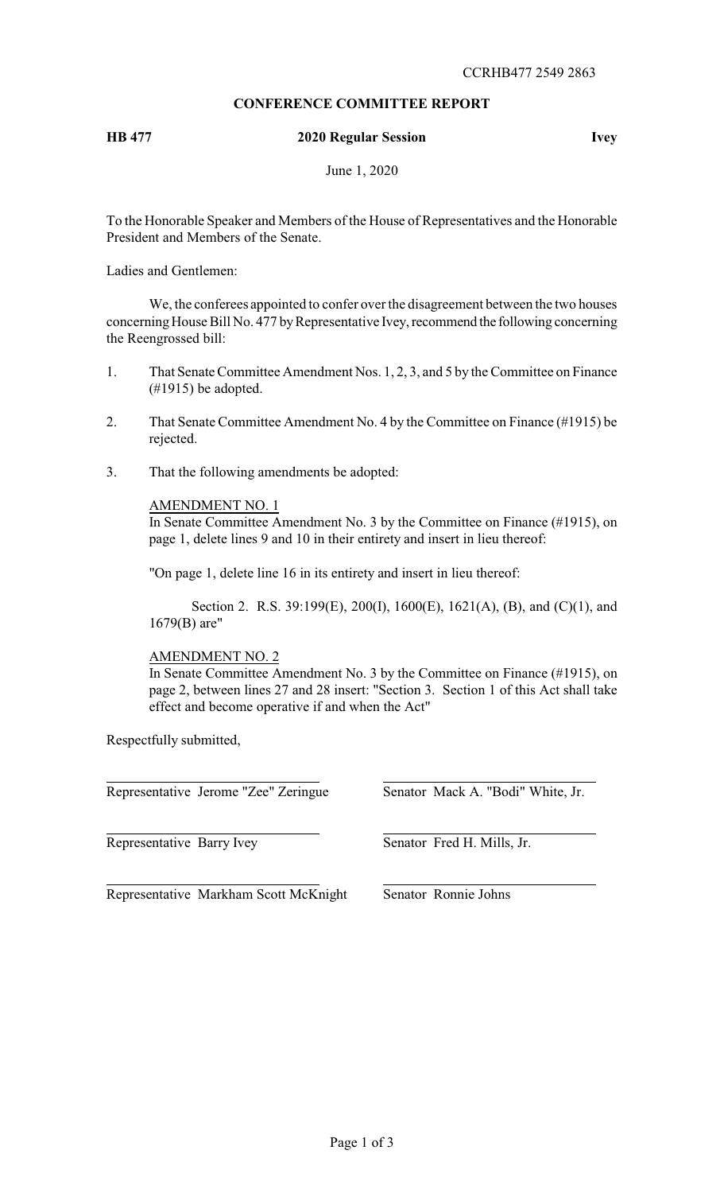CCRHB477 2549 2863

**CONFERENCE COMMITTEE REPORT**

**HB 477** **2020 Regular Session** **Ivey**

June 1, 2020

To the Honorable Speaker and Members of the House of Representatives and the Honorable President and Members of the Senate.

Ladies and Gentlemen:

We, the conferees appointed to confer over the disagreement between the two houses concerning House Bill No. 477 by Representative Ivey, recommend the following concerning the Reengrossed bill:

1. That Senate Committee Amendment Nos. 1, 2, 3, and 5 by the Committee on Finance (#1915) be adopted.
2. That Senate Committee Amendment No. 4 by the Committee on Finance (#1915) be rejected.
3. That the following amendments be adopted:

AMENDMENT NO. 1

In Senate Committee Amendment No. 3 by the Committee on Finance (#1915), on page 1, delete lines 9 and 10 in their entirety and insert in lieu thereof:

"On page 1, delete line 16 in its entirety and insert in lieu thereof:

Section 2. R.S. 39:199(E), 200(I), 1600(E), 1621(A), (B), and (C)(1), and 1679(B) are"

AMENDMENT NO. 2

In Senate Committee Amendment No. 3 by the Committee on Finance (#1915), on page 2, between lines 27 and 28 insert: "Section 3. Section 1 of this Act shall take effect and become operative if and when the Act"

Respectfully submitted,

| | |
|---|---|
| Representative Jerome "Zee" Zeringue | Senator Mack A. "Bodi" White, Jr. |
| Representative Barry Ivey | Senator Fred H. Mills, Jr. |
| Representative Markham Scott McKnight | Senator Ronnie Johns |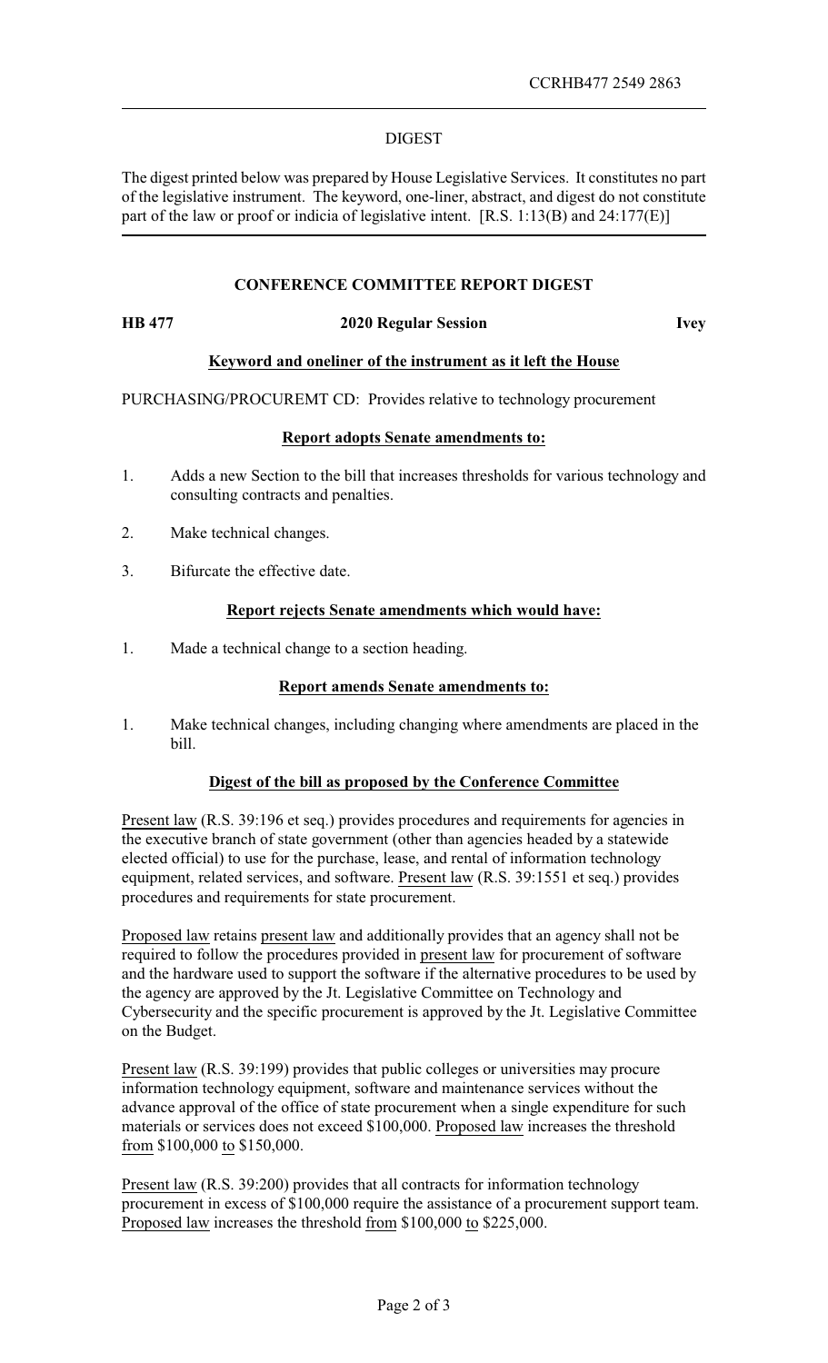CCRHB477 2549 2863

## DIGEST

The digest printed below was prepared by House Legislative Services. It constitutes no part of the legislative instrument. The keyword, one-liner, abstract, and digest do not constitute part of the law or proof or indicia of legislative intent. [R.S. 1:13(B) and 24:177(E)]

### CONFERENCE COMMITTEE REPORT DIGEST

**HB 477** **2020 Regular Session** **Ivey**

**Keyword and oneliner of the instrument as it left the House**

PURCHASING/PROCUREMT CD: Provides relative to technology procurement

**Report adopts Senate amendments to:**

1. Adds a new Section to the bill that increases thresholds for various technology and consulting contracts and penalties.
2. Make technical changes.
3. Bifurcate the effective date.

**Report rejects Senate amendments which would have:**

1. Made a technical change to a section heading.

**Report amends Senate amendments to:**

1. Make technical changes, including changing where amendments are placed in the bill.

**Digest of the bill as proposed by the Conference Committee**

Present law (R.S. 39:196 et seq.) provides procedures and requirements for agencies in the executive branch of state government (other than agencies headed by a statewide elected official) to use for the purchase, lease, and rental of information technology equipment, related services, and software. Present law (R.S. 39:1551 et seq.) provides procedures and requirements for state procurement.

Proposed law retains present law and additionally provides that an agency shall not be required to follow the procedures provided in present law for procurement of software and the hardware used to support the software if the alternative procedures to be used by the agency are approved by the Jt. Legislative Committee on Technology and Cybersecurity and the specific procurement is approved by the Jt. Legislative Committee on the Budget.

Present law (R.S. 39:199) provides that public colleges or universities may procure information technology equipment, software and maintenance services without the advance approval of the office of state procurement when a single expenditure for such materials or services does not exceed $100,000. Proposed law increases the threshold from $100,000 to $150,000.

Present law (R.S. 39:200) provides that all contracts for information technology procurement in excess of $100,000 require the assistance of a procurement support team. Proposed law increases the threshold from $100,000 to $225,000.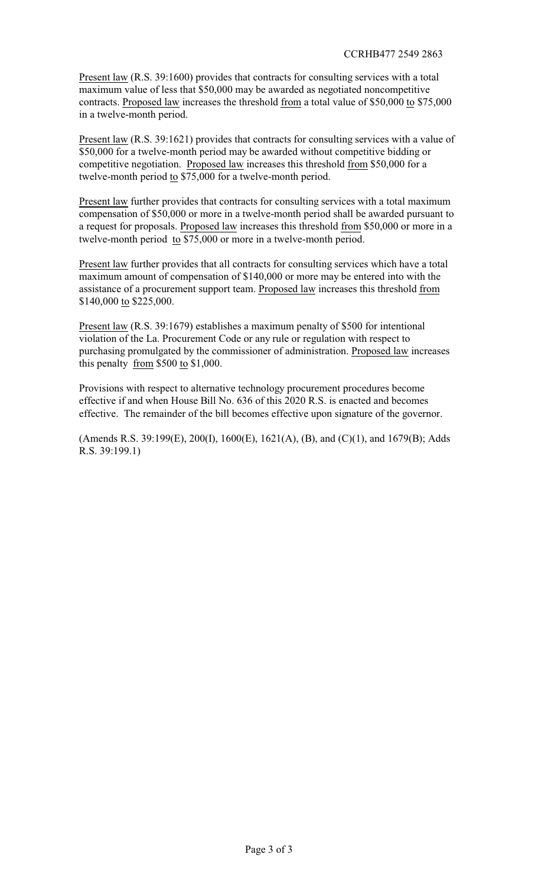CCRHB477 2549 2863

Present law (R.S. 39:1600) provides that contracts for consulting services with a total maximum value of less that $50,000 may be awarded as negotiated noncompetitive contracts. Proposed law increases the threshold from a total value of $50,000 to $75,000 in a twelve-month period.

Present law (R.S. 39:1621) provides that contracts for consulting services with a value of $50,000 for a twelve-month period may be awarded without competitive bidding or competitive negotiation. Proposed law increases this threshold from $50,000 for a twelve-month period to $75,000 for a twelve-month period.

Present law further provides that contracts for consulting services with a total maximum compensation of $50,000 or more in a twelve-month period shall be awarded pursuant to a request for proposals. Proposed law increases this threshold from $50,000 or more in a twelve-month period to $75,000 or more in a twelve-month period.

Present law further provides that all contracts for consulting services which have a total maximum amount of compensation of $140,000 or more may be entered into with the assistance of a procurement support team. Proposed law increases this threshold from $140,000 to $225,000.

Present law (R.S. 39:1679) establishes a maximum penalty of $500 for intentional violation of the La. Procurement Code or any rule or regulation with respect to purchasing promulgated by the commissioner of administration. Proposed law increases this penalty from $500 to $1,000.

Provisions with respect to alternative technology procurement procedures become effective if and when House Bill No. 636 of this 2020 R.S. is enacted and becomes effective. The remainder of the bill becomes effective upon signature of the governor.

(Amends R.S. 39:199(E), 200(I), 1600(E), 1621(A), (B), and (C)(1), and 1679(B); Adds R.S. 39:199.1)